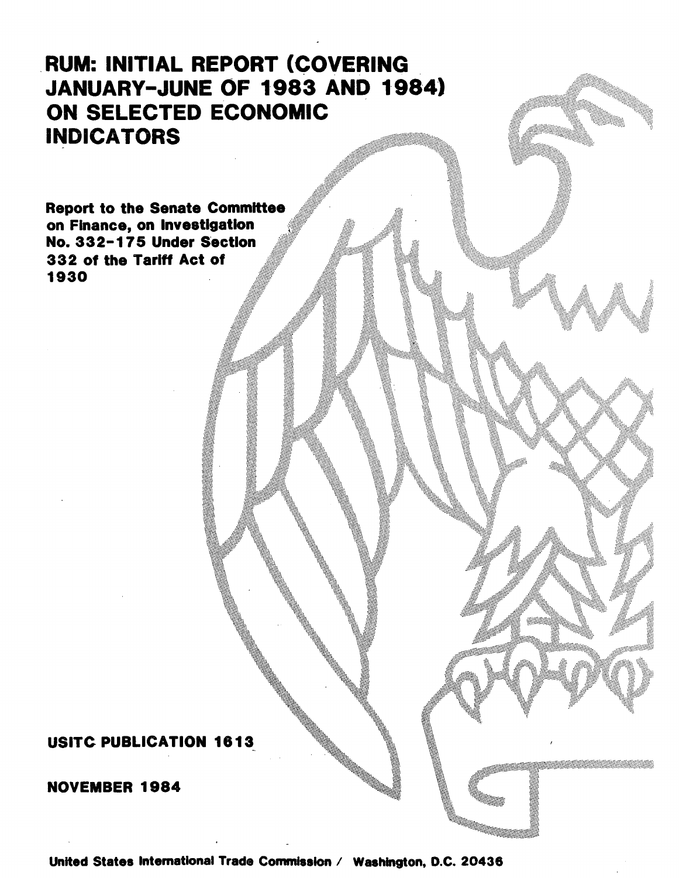# RUM: INITIAL REPORT (COVERING JANUARY-JUNE OF 1983 AND 1984) ON SELECTED ECONOMIC INDICATORS

**Report to the Senate Committee on Finance, on Investigation No. 332-175 Under Section 332 of the Tariff Act of 1930**

**USITC PUBLICATION 1613**

**NOVEMBER 1984**

United States International Trade Commission / Washington, D.C. 20436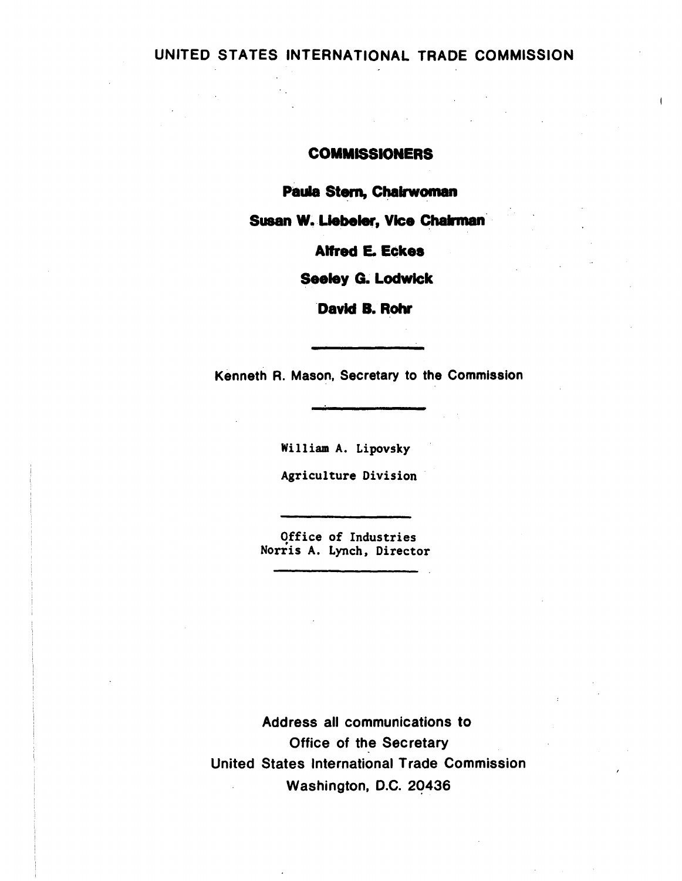# UNITED STATES INTERNATIONAL TRADE COMMISSION

## COMMISSIONERS

**Paula Stern, Chairwoman**

**Susan W. Liebeler, Vice Chairman**

**Alfred E. Eckes**

**Seeley G. Lodwick**

**David B. Rohr**

---

Kenneth R. Mason, Secretary to the Commission

---

William A. Lipovsky

Agriculture Division

---

Office of Industries
Norris A. Lynch, Director

---

Address all communications to
Office of the Secretary
United States International Trade Commission
Washington, D.C. 20436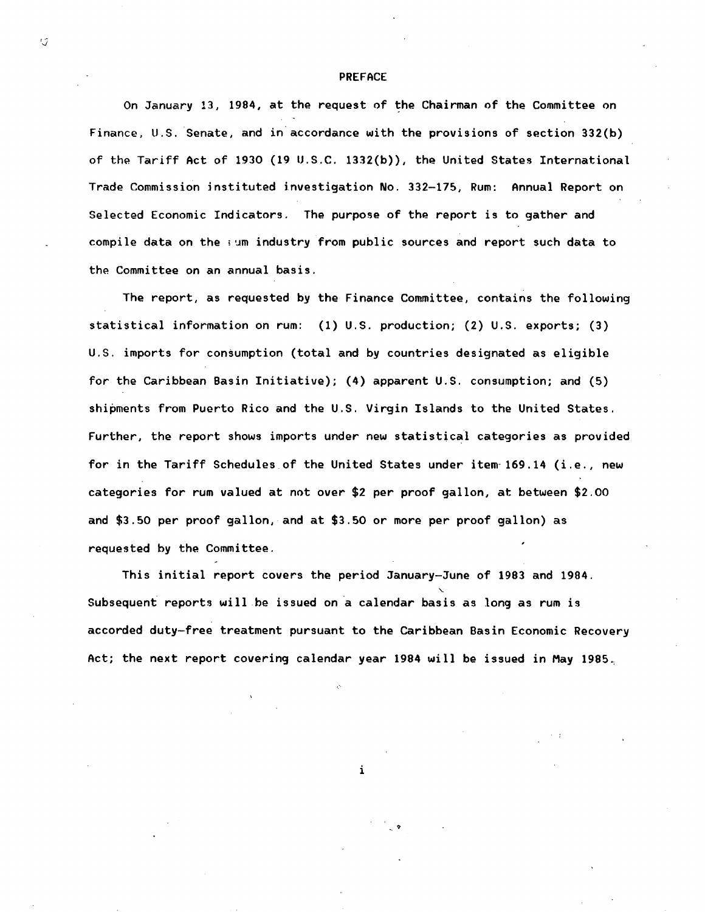# PREFACE

On January 13, 1984, at the request of the Chairman of the Committee on Finance, U.S. Senate, and in accordance with the provisions of section 332(b) of the Tariff Act of 1930 (19 U.S.C. 1332(b)), the United States International Trade Commission instituted investigation No. 332-175, Rum: Annual Report on Selected Economic Indicators. The purpose of the report is to gather and compile data on the rum industry from public sources and report such data to the Committee on an annual basis.

The report, as requested by the Finance Committee, contains the following statistical information on rum: (1) U.S. production; (2) U.S. exports; (3) U.S. imports for consumption (total and by countries designated as eligible for the Caribbean Basin Initiative); (4) apparent U.S. consumption; and (5) shipments from Puerto Rico and the U.S. Virgin Islands to the United States. Further, the report shows imports under new statistical categories as provided for in the Tariff Schedules of the United States under item 169.14 (i.e., new categories for rum valued at not over $2 per proof gallon, at between $2.00 and $3.50 per proof gallon, and at $3.50 or more per proof gallon) as requested by the Committee.

This initial report covers the period January-June of 1983 and 1984. Subsequent reports will be issued on a calendar basis as long as rum is accorded duty-free treatment pursuant to the Caribbean Basin Economic Recovery Act; the next report covering calendar year 1984 will be issued in May 1985.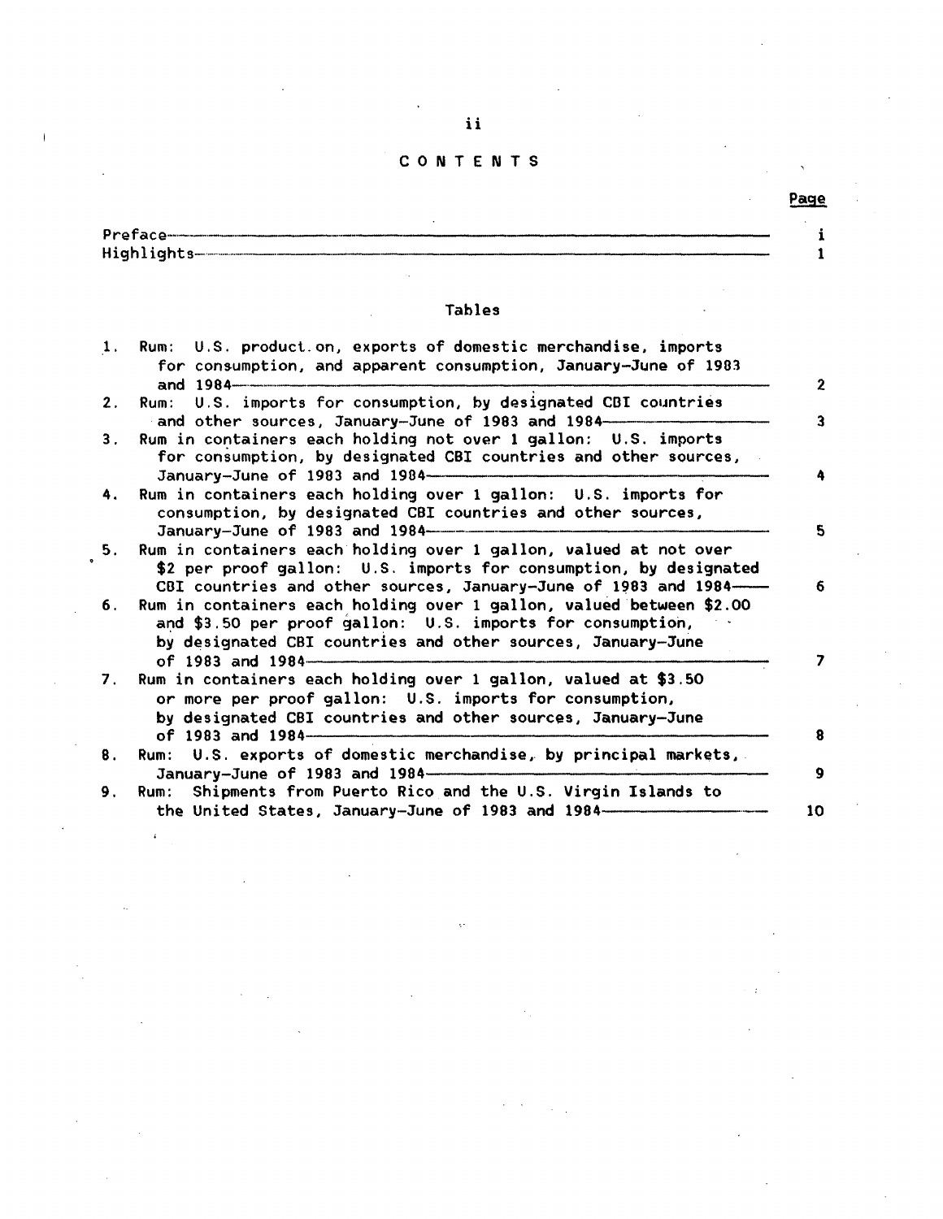# CONTENTS

| | Page |
|---|---|
| Preface | i |
| Highlights | 1 |

## Tables

| | | Page |
|---|---|---|
| 1. | Rum: U.S. production, exports of domestic merchandise, imports for consumption, and apparent consumption, January-June of 1983 and 1984 | 2 |
| 2. | Rum: U.S. imports for consumption, by designated CBI countries and other sources, January-June of 1983 and 1984 | 3 |
| 3. | Rum in containers each holding not over 1 gallon: U.S. imports for consumption, by designated CBI countries and other sources, January-June of 1983 and 1984 | 4 |
| 4. | Rum in containers each holding over 1 gallon: U.S. imports for consumption, by designated CBI countries and other sources, January-June of 1983 and 1984 | 5 |
| 5. | Rum in containers each holding over 1 gallon, valued at not over $2 per proof gallon: U.S. imports for consumption, by designated CBI countries and other sources, January-June of 1983 and 1984 | 6 |
| 6. | Rum in containers each holding over 1 gallon, valued between $2.00 and $3.50 per proof gallon: U.S. imports for consumption, by designated CBI countries and other sources, January-June of 1983 and 1984 | 7 |
| 7. | Rum in containers each holding over 1 gallon, valued at $3.50 or more per proof gallon: U.S. imports for consumption, by designated CBI countries and other sources, January-June of 1983 and 1984 | 8 |
| 8. | Rum: U.S. exports of domestic merchandise, by principal markets, January-June of 1983 and 1984 | 9 |
| 9. | Rum: Shipments from Puerto Rico and the U.S. Virgin Islands to the United States, January-June of 1983 and 1984 | 10 |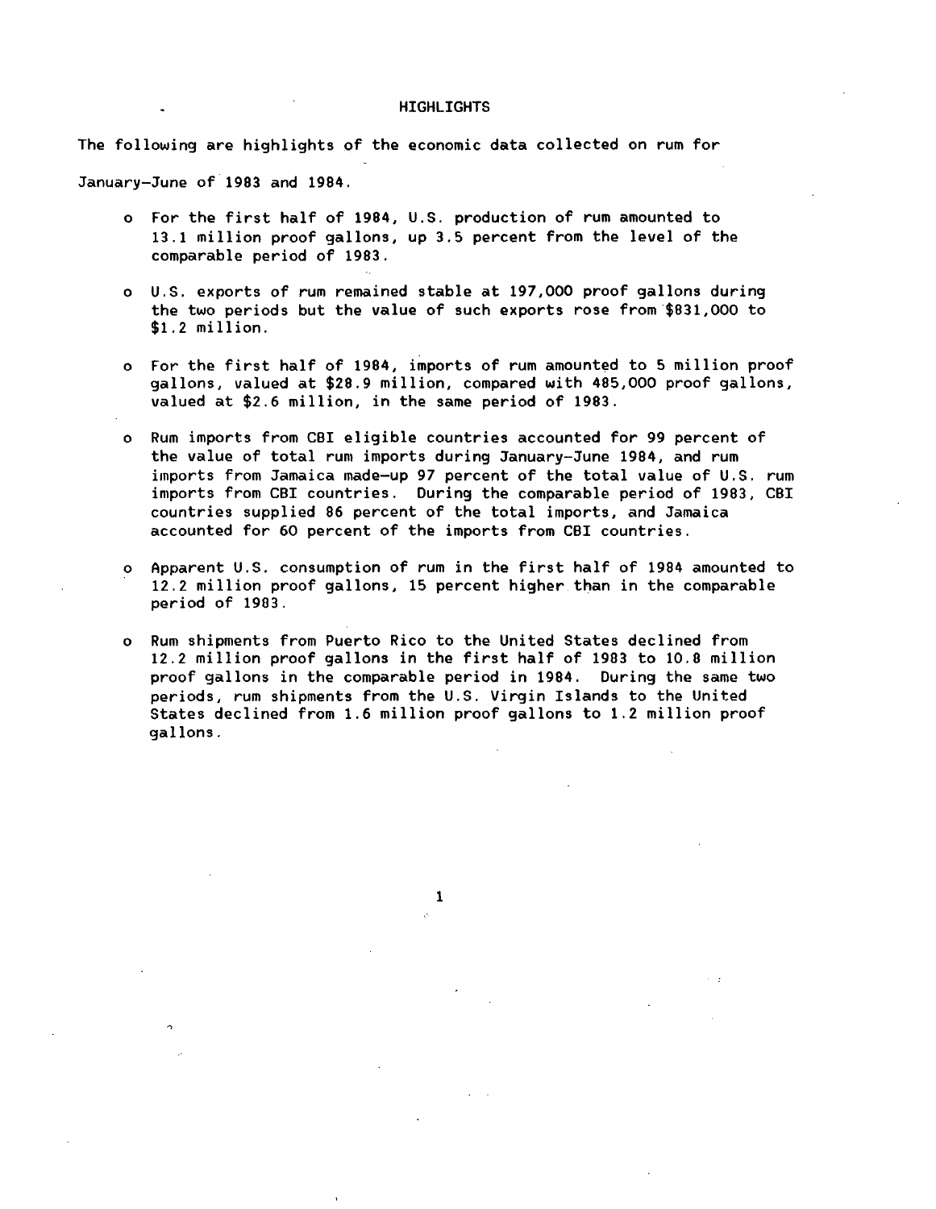# HIGHLIGHTS

The following are highlights of the economic data collected on rum for January-June of 1983 and 1984.

- For the first half of 1984, U.S. production of rum amounted to 13.1 million proof gallons, up 3.5 percent from the level of the comparable period of 1983.

- U.S. exports of rum remained stable at 197,000 proof gallons during the two periods but the value of such exports rose from $831,000 to $1.2 million.

- For the first half of 1984, imports of rum amounted to 5 million proof gallons, valued at $28.9 million, compared with 485,000 proof gallons, valued at $2.6 million, in the same period of 1983.

- Rum imports from CBI eligible countries accounted for 99 percent of the value of total rum imports during January-June 1984, and rum imports from Jamaica made-up 97 percent of the total value of U.S. rum imports from CBI countries. During the comparable period of 1983, CBI countries supplied 86 percent of the total imports, and Jamaica accounted for 60 percent of the imports from CBI countries.

- Apparent U.S. consumption of rum in the first half of 1984 amounted to 12.2 million proof gallons, 15 percent higher than in the comparable period of 1983.

- Rum shipments from Puerto Rico to the United States declined from 12.2 million proof gallons in the first half of 1983 to 10.8 million proof gallons in the comparable period in 1984. During the same two periods, rum shipments from the U.S. Virgin Islands to the United States declined from 1.6 million proof gallons to 1.2 million proof gallons.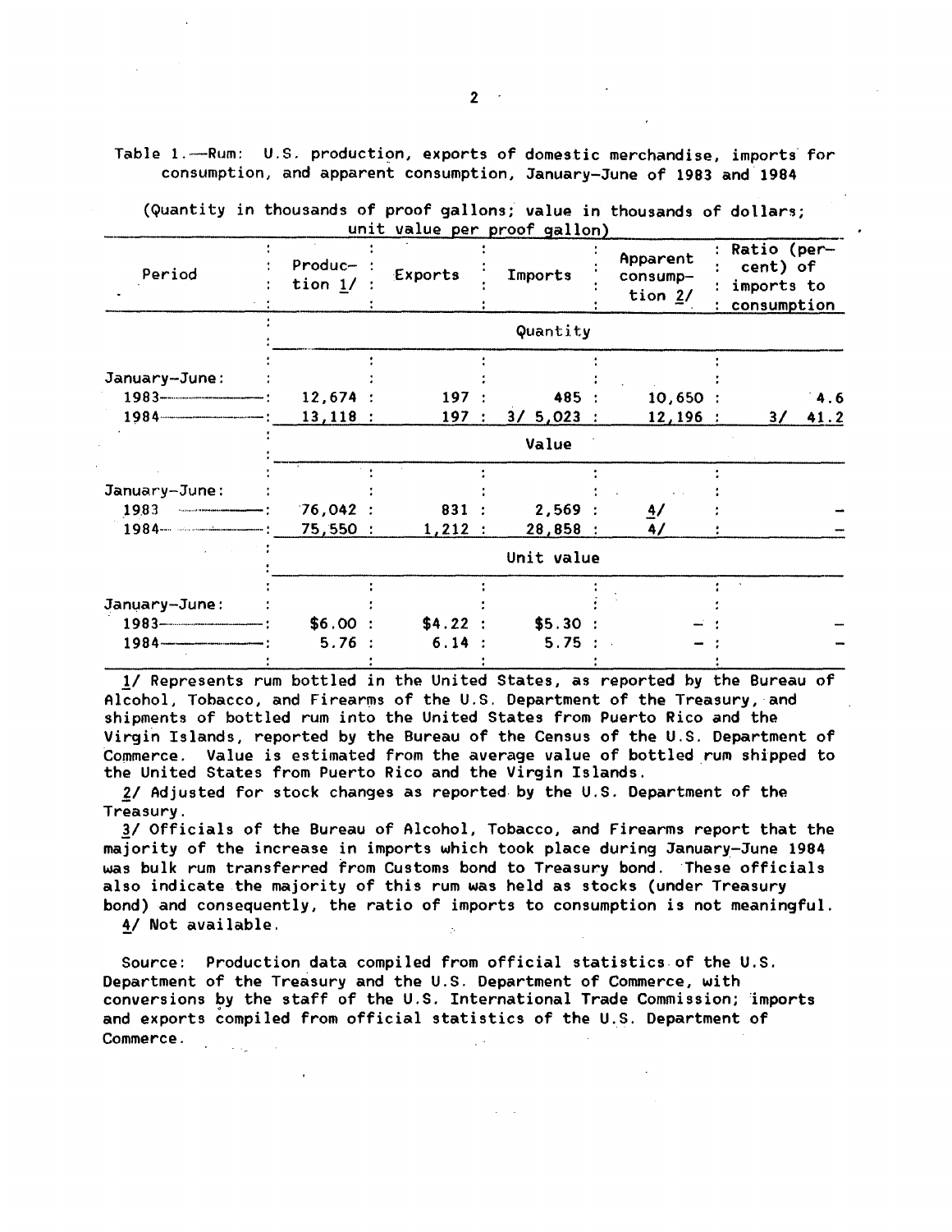Table 1.—Rum: U.S. production, exports of domestic merchandise, imports for consumption, and apparent consumption, January-June of 1983 and 1984

(Quantity in thousands of proof gallons; value in thousands of dollars; unit value per proof gallon)

| Period | Production 1/ | Exports | Imports | Apparent consumption 2/ | Ratio (percent) of imports to consumption |
|---|---|---|---|---|---|
| | Quantity | | | | |
| January-June: | | | | | |
| 1983 | 12,674 | 197 | 485 | 10,650 | 4.6 |
| 1984 | 13,118 | 197 | 3/ 5,023 | 12,196 | 3/ 41.2 |
| | Value | | | | |
| January-June: | | | | | |
| 1983 | 76,042 | 831 | 2,569 | 4/ | - |
| 1984 | 75,550 | 1,212 | 28,858 | 4/ | - |
| | Unit value | | | | |
| January-June: | | | | | |
| 1983 | $6.00 | $4.22 | $5.30 | - | - |
| 1984 | 5.76 | 6.14 | 5.75 | - | - |

1/ Represents rum bottled in the United States, as reported by the Bureau of Alcohol, Tobacco, and Firearms of the U.S. Department of the Treasury, and shipments of bottled rum into the United States from Puerto Rico and the Virgin Islands, reported by the Bureau of the Census of the U.S. Department of Commerce. Value is estimated from the average value of bottled rum shipped to the United States from Puerto Rico and the Virgin Islands.

2/ Adjusted for stock changes as reported by the U.S. Department of the Treasury.

3/ Officials of the Bureau of Alcohol, Tobacco, and Firearms report that the majority of the increase in imports which took place during January-June 1984 was bulk rum transferred from Customs bond to Treasury bond. These officials also indicate the majority of this rum was held as stocks (under Treasury bond) and consequently, the ratio of imports to consumption is not meaningful.

4/ Not available.

Source: Production data compiled from official statistics of the U.S. Department of the Treasury and the U.S. Department of Commerce, with conversions by the staff of the U.S. International Trade Commission; imports and exports compiled from official statistics of the U.S. Department of Commerce.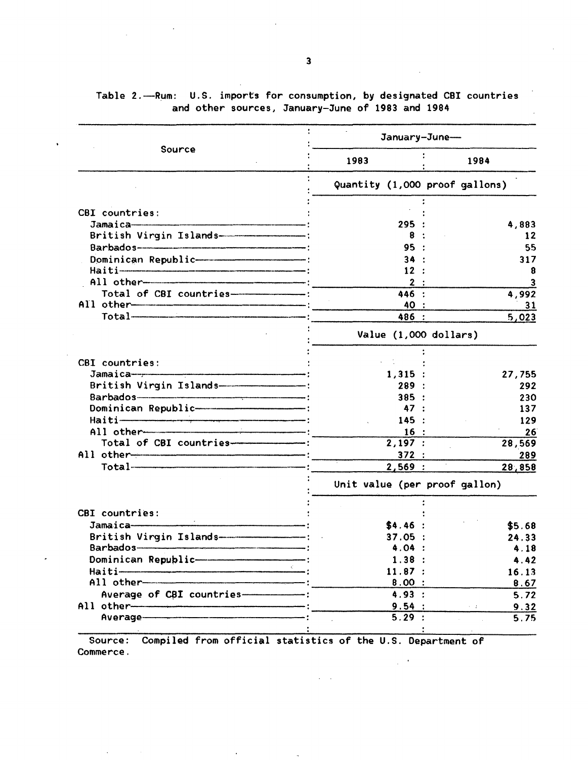Table 2.—Rum: U.S. imports for consumption, by designated CBI countries and other sources, January-June of 1983 and 1984

| Source | January-June— | |
|---|---|---|
| | 1983 | 1984 |
| | Quantity (1,000 proof gallons) | |
| CBI countries: | | |
| Jamaica | 295 | 4,883 |
| British Virgin Islands | 8 | 12 |
| Barbados | 95 | 55 |
| Dominican Republic | 34 | 317 |
| Haiti | 12 | 8 |
| All other | 2 | 3 |
| Total of CBI countries | 446 | 4,992 |
| All other | 40 | 31 |
| Total | 486 | 5,023 |
| | Value (1,000 dollars) | |
| CBI countries: | | |
| Jamaica | 1,315 | 27,755 |
| British Virgin Islands | 289 | 292 |
| Barbados | 385 | 230 |
| Dominican Republic | 47 | 137 |
| Haiti | 145 | 129 |
| All other | 16 | 26 |
| Total of CBI countries | 2,197 | 28,569 |
| All other | 372 | 289 |
| Total | 2,569 | 28,858 |
| | Unit value (per proof gallon) | |
| CBI countries: | | |
| Jamaica | $4.46 | $5.68 |
| British Virgin Islands | 37.05 | 24.33 |
| Barbados | 4.04 | 4.18 |
| Dominican Republic | 1.38 | 4.42 |
| Haiti | 11.87 | 16.13 |
| All other | 8.00 | 8.67 |
| Average of CBI countries | 4.93 | 5.72 |
| All other | 9.54 | 9.32 |
| Average | 5.29 | 5.75 |

Source: Compiled from official statistics of the U.S. Department of Commerce.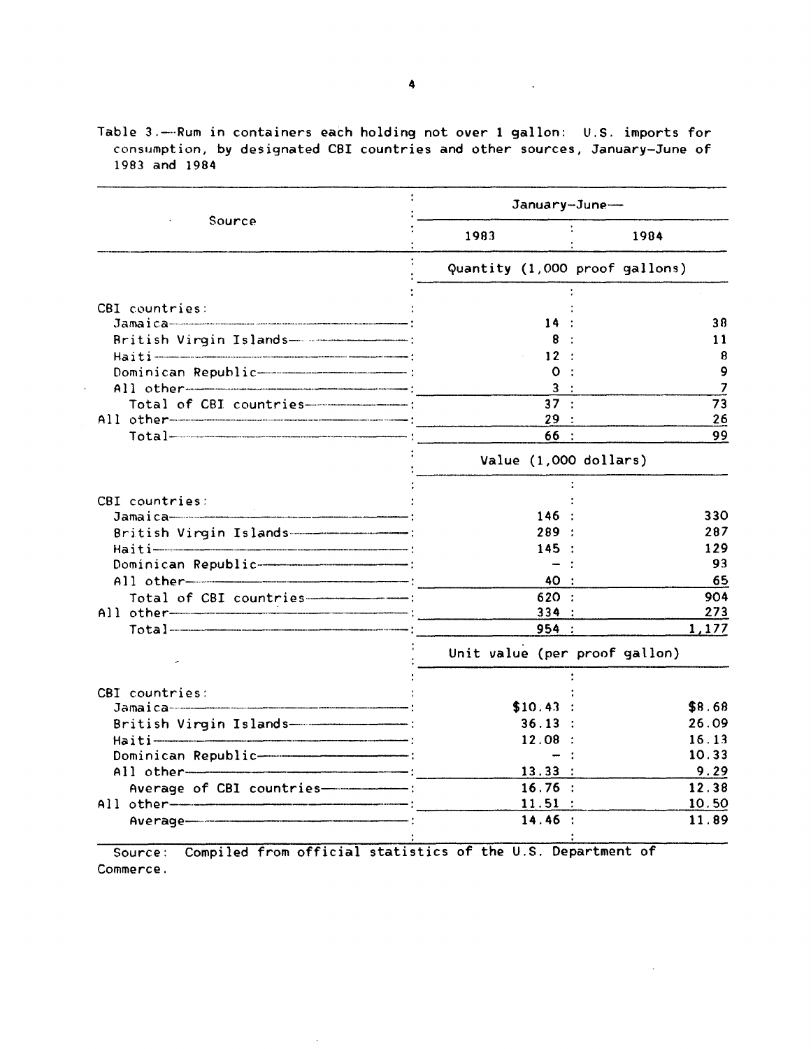Table 3.—Rum in containers each holding not over 1 gallon: U.S. imports for consumption, by designated CBI countries and other sources, January-June of 1983 and 1984

| Source | January-June— | |
|---|---|---|
| | 1983 | 1984 |
| | Quantity (1,000 proof gallons) | |
| CBI countries: | | |
| Jamaica | 14 | 38 |
| British Virgin Islands | 8 | 11 |
| Haiti | 12 | 8 |
| Dominican Republic | 0 | 9 |
| All other | 3 | 7 |
| Total of CBI countries | 37 | 73 |
| All other | 29 | 26 |
| Total | 66 | 99 |
| | Value (1,000 dollars) | |
| CBI countries: | | |
| Jamaica | 146 | 330 |
| British Virgin Islands | 289 | 287 |
| Haiti | 145 | 129 |
| Dominican Republic | — | 93 |
| All other | 40 | 65 |
| Total of CBI countries | 620 | 904 |
| All other | 334 | 273 |
| Total | 954 | 1,177 |
| | Unit value (per proof gallon) | |
| CBI countries: | | |
| Jamaica | $10.43 | $8.68 |
| British Virgin Islands | 36.13 | 26.09 |
| Haiti | 12.08 | 16.13 |
| Dominican Republic | — | 10.33 |
| All other | 13.33 | 9.29 |
| Average of CBI countries | 16.76 | 12.38 |
| All other | 11.51 | 10.50 |
| Average | 14.46 | 11.89 |

Source: Compiled from official statistics of the U.S. Department of Commerce.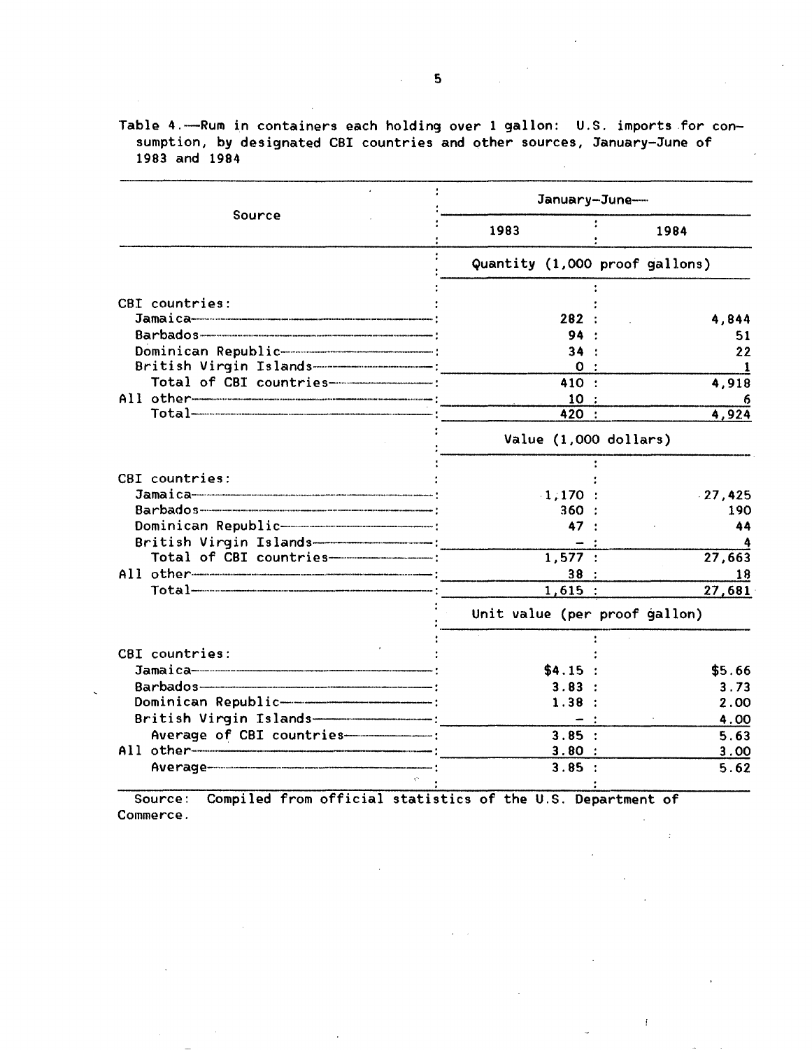Table 4.—Rum in containers each holding over 1 gallon: U.S. imports for consumption, by designated CBI countries and other sources, January-June of 1983 and 1984

| Source | January-June— | |
|---|---|---|
| | 1983 | 1984 |
| | Quantity (1,000 proof gallons) | |
| CBI countries: | | |
| Jamaica | 282 | 4,844 |
| Barbados | 94 | 51 |
| Dominican Republic | 34 | 22 |
| British Virgin Islands | 0 | 1 |
| Total of CBI countries | 410 | 4,918 |
| All other | 10 | 6 |
| Total | 420 | 4,924 |
| | Value (1,000 dollars) | |
| CBI countries: | | |
| Jamaica | 1,170 | 27,425 |
| Barbados | 360 | 190 |
| Dominican Republic | 47 | 44 |
| British Virgin Islands | - | 4 |
| Total of CBI countries | 1,577 | 27,663 |
| All other | 38 | 18 |
| Total | 1,615 | 27,681 |
| | Unit value (per proof gallon) | |
| CBI countries: | | |
| Jamaica | $4.15 | $5.66 |
| Barbados | 3.83 | 3.73 |
| Dominican Republic | 1.38 | 2.00 |
| British Virgin Islands | - | 4.00 |
| Average of CBI countries | 3.85 | 5.63 |
| All other | 3.80 | 3.00 |
| Average | 3.85 | 5.62 |

Source: Compiled from official statistics of the U.S. Department of Commerce.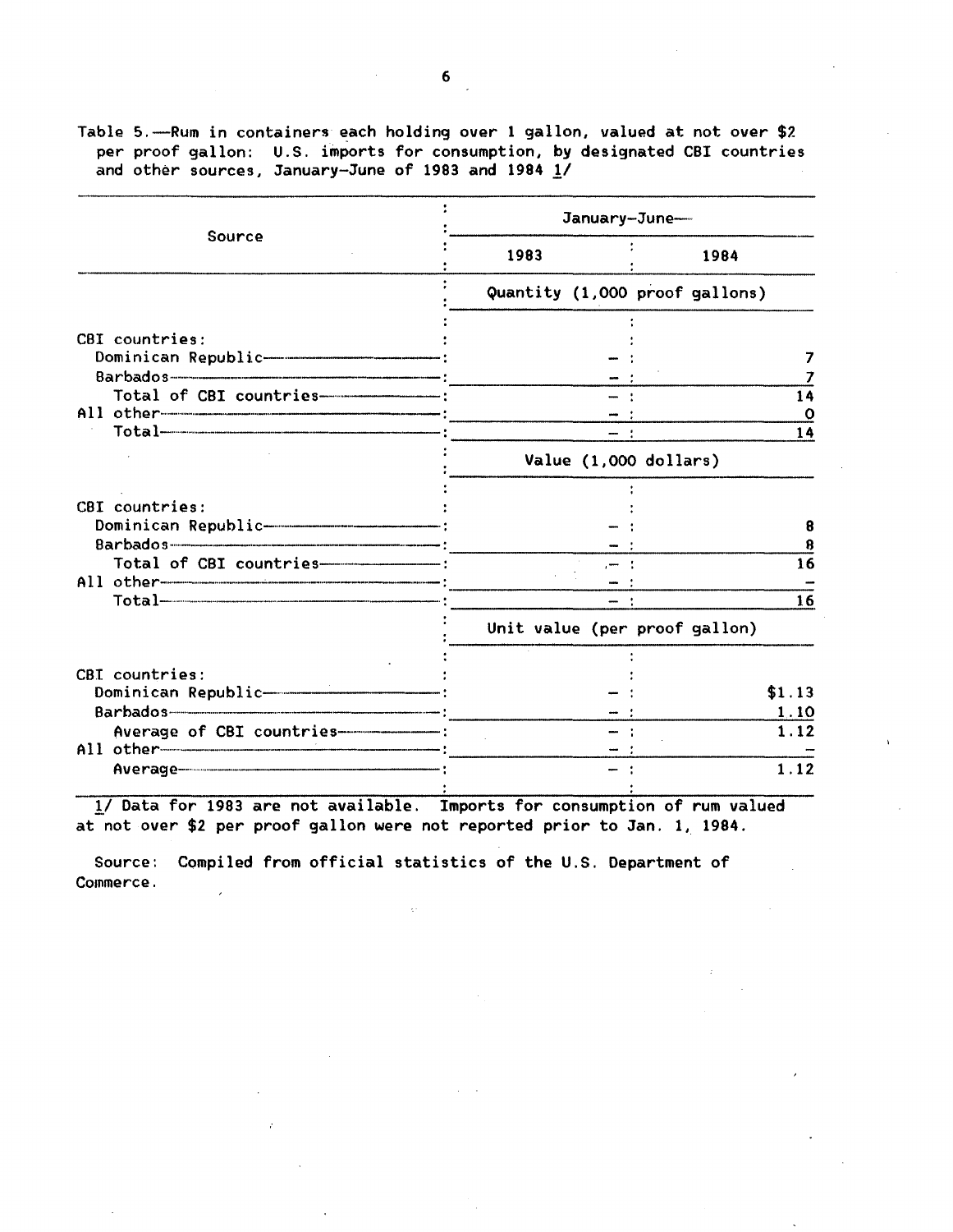Table 5.—Rum in containers each holding over 1 gallon, valued at not over $2 per proof gallon: U.S. imports for consumption, by designated CBI countries and other sources, January-June of 1983 and 1984 1/

| Source | January-June— | |
|---|---|---|
| | 1983 | 1984 |
| | Quantity (1,000 proof gallons) | |
| CBI countries: | | |
| Dominican Republic | – | 7 |
| Barbados | – | 7 |
| Total of CBI countries | – | 14 |
| All other | – | 0 |
| Total | – | 14 |
| | Value (1,000 dollars) | |
| CBI countries: | | |
| Dominican Republic | – | 8 |
| Barbados | – | 8 |
| Total of CBI countries | – | 16 |
| All other | – | – |
| Total | – | 16 |
| | Unit value (per proof gallon) | |
| CBI countries: | | |
| Dominican Republic | – | $1.13 |
| Barbados | – | 1.10 |
| Average of CBI countries | – | 1.12 |
| All other | – | – |
| Average | – | 1.12 |

1/ Data for 1983 are not available. Imports for consumption of rum valued at not over $2 per proof gallon were not reported prior to Jan. 1, 1984.

Source: Compiled from official statistics of the U.S. Department of Commerce.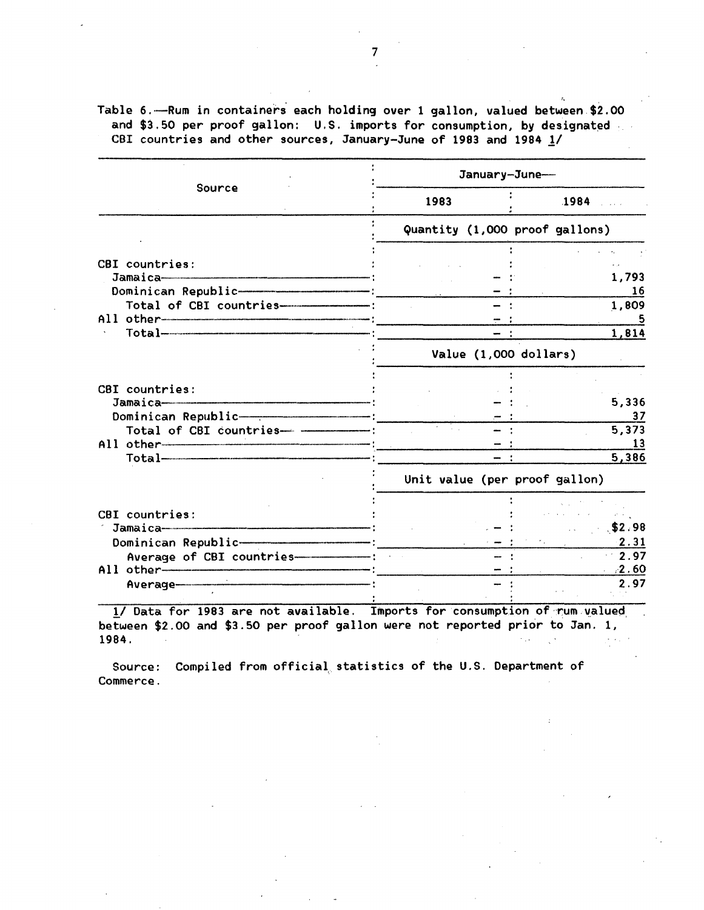Table 6.—Rum in containers each holding over 1 gallon, valued between $2.00 and $3.50 per proof gallon: U.S. imports for consumption, by designated CBI countries and other sources, January-June of 1983 and 1984 1/

| Source | January-June— | |
|---|---|---|
| | 1983 | 1984 |
| | Quantity (1,000 proof gallons) | |
| CBI countries: | | |
| Jamaica | - | 1,793 |
| Dominican Republic | - | 16 |
| Total of CBI countries | - | 1,809 |
| All other | - | 5 |
| Total | - | 1,814 |
| | Value (1,000 dollars) | |
| CBI countries: | | |
| Jamaica | - | 5,336 |
| Dominican Republic | - | 37 |
| Total of CBI countries | - | 5,373 |
| All other | - | 13 |
| Total | - | 5,386 |
| | Unit value (per proof gallon) | |
| CBI countries: | | |
| Jamaica | - | $2.98 |
| Dominican Republic | - | 2.31 |
| Average of CBI countries | - | 2.97 |
| All other | - | 2.60 |
| Average | - | 2.97 |

1/ Data for 1983 are not available. Imports for consumption of rum valued between $2.00 and $3.50 per proof gallon were not reported prior to Jan. 1, 1984.

Source: Compiled from official statistics of the U.S. Department of Commerce.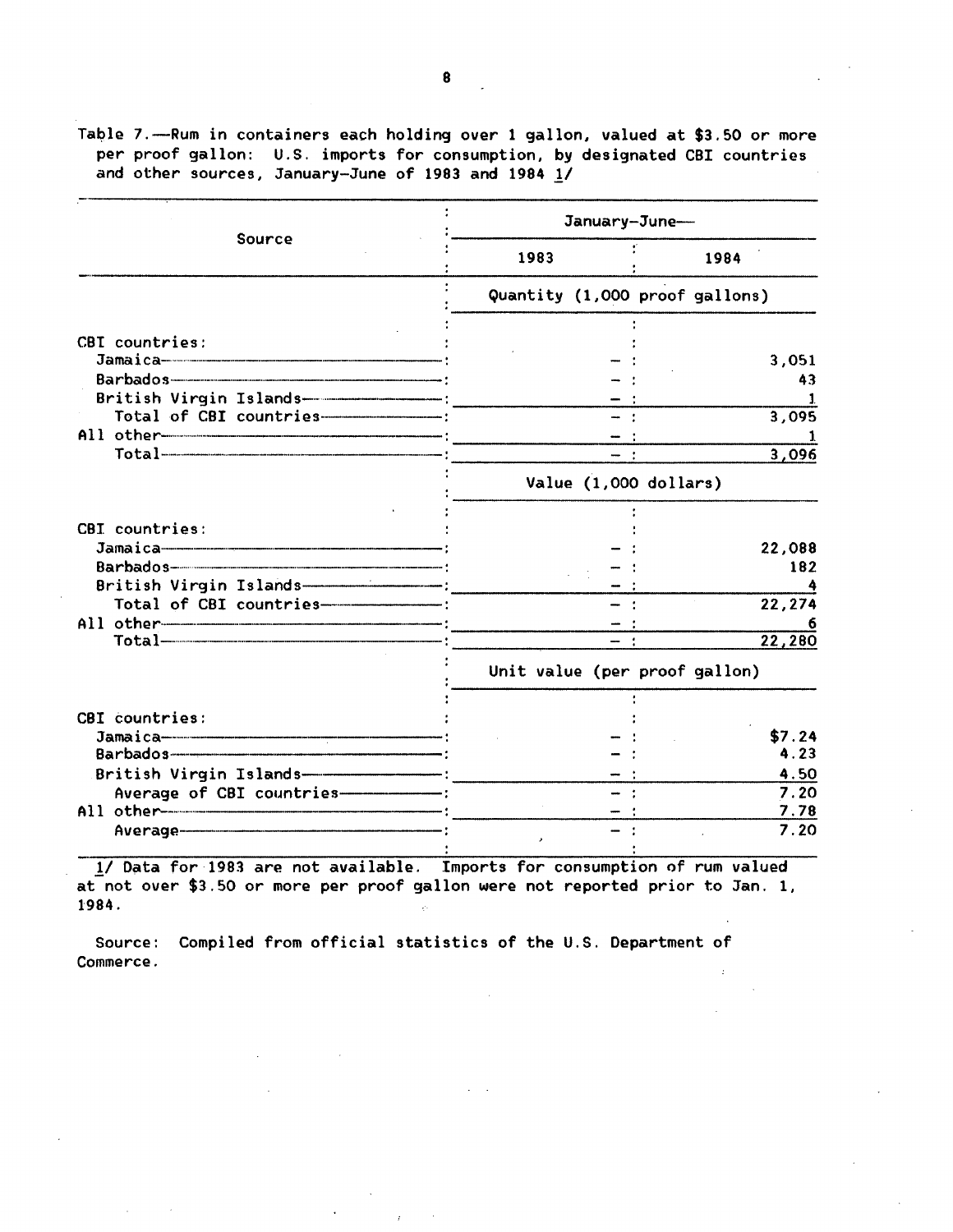Table 7.—Rum in containers each holding over 1 gallon, valued at $3.50 or more per proof gallon: U.S. imports for consumption, by designated CBI countries and other sources, January-June of 1983 and 1984 1/

| Source | January-June— | |
|---|---|---|
| | 1983 | 1984 |
| | Quantity (1,000 proof gallons) | |
| CBI countries: | | |
| Jamaica | – | 3,051 |
| Barbados | – | 43 |
| British Virgin Islands | – | 1 |
| Total of CBI countries | – | 3,095 |
| All other | – | 1 |
| Total | – | 3,096 |
| | Value (1,000 dollars) | |
| CBI countries: | | |
| Jamaica | – | 22,088 |
| Barbados | – | 182 |
| British Virgin Islands | – | 4 |
| Total of CBI countries | – | 22,274 |
| All other | – | 6 |
| Total | – | 22,280 |
| | Unit value (per proof gallon) | |
| CBI countries: | | |
| Jamaica | – | $7.24 |
| Barbados | – | 4.23 |
| British Virgin Islands | – | 4.50 |
| Average of CBI countries | – | 7.20 |
| All other | – | 7.78 |
| Average | – | 7.20 |

1/ Data for 1983 are not available. Imports for consumption of rum valued at not over $3.50 or more per proof gallon were not reported prior to Jan. 1, 1984.

Source: Compiled from official statistics of the U.S. Department of Commerce.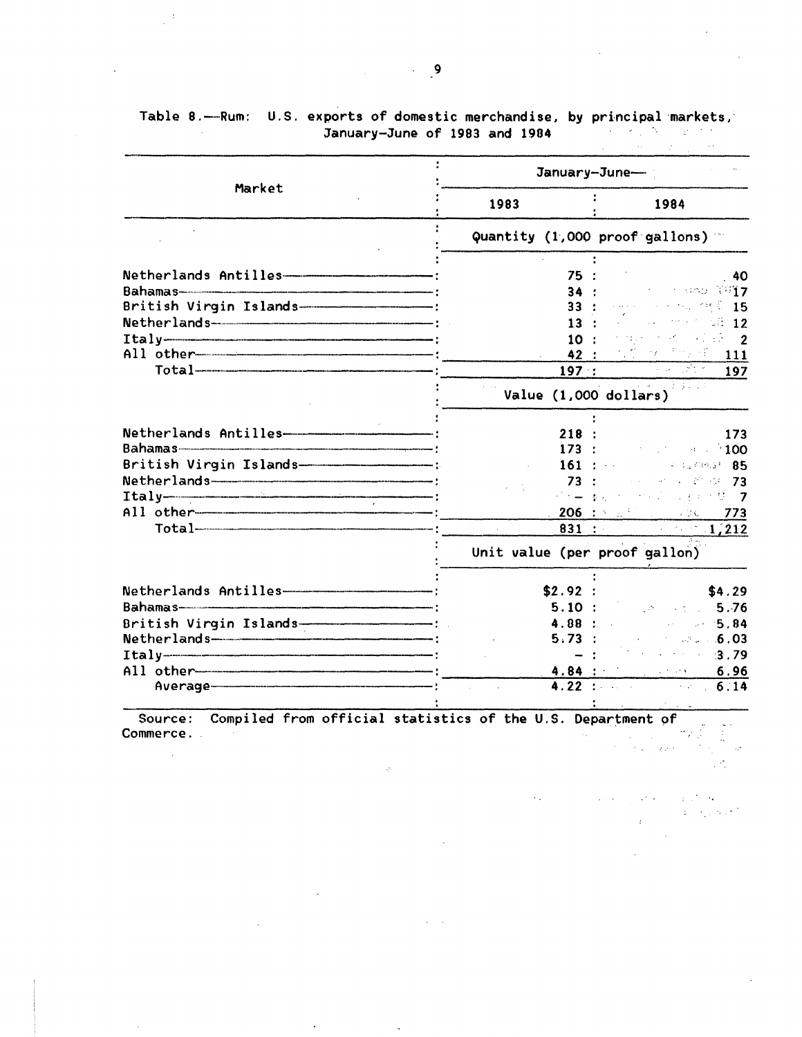Table 8.—Rum: U.S. exports of domestic merchandise, by principal markets, January-June of 1983 and 1984

| Market | January-June— | |
|---|---|---|
| | 1983 | 1984 |
| | Quantity (1,000 proof gallons) | |
| Netherlands Antilles | 75 | 40 |
| Bahamas | 34 | 17 |
| British Virgin Islands | 33 | 15 |
| Netherlands | 13 | 12 |
| Italy | 10 | 2 |
| All other | 42 | 111 |
| Total | 197 | 197 |
| | Value (1,000 dollars) | |
| Netherlands Antilles | 218 | 173 |
| Bahamas | 173 | 100 |
| British Virgin Islands | 161 | 85 |
| Netherlands | 73 | 73 |
| Italy | — | 7 |
| All other | 206 | 773 |
| Total | 831 | 1,212 |
| | Unit value (per proof gallon) | |
| Netherlands Antilles | $2.92 | $4.29 |
| Bahamas | 5.10 | 5.76 |
| British Virgin Islands | 4.88 | 5.84 |
| Netherlands | 5.73 | 6.03 |
| Italy | — | 3.79 |
| All other | 4.84 | 6.96 |
| Average | 4.22 | 6.14 |

Source: Compiled from official statistics of the U.S. Department of Commerce.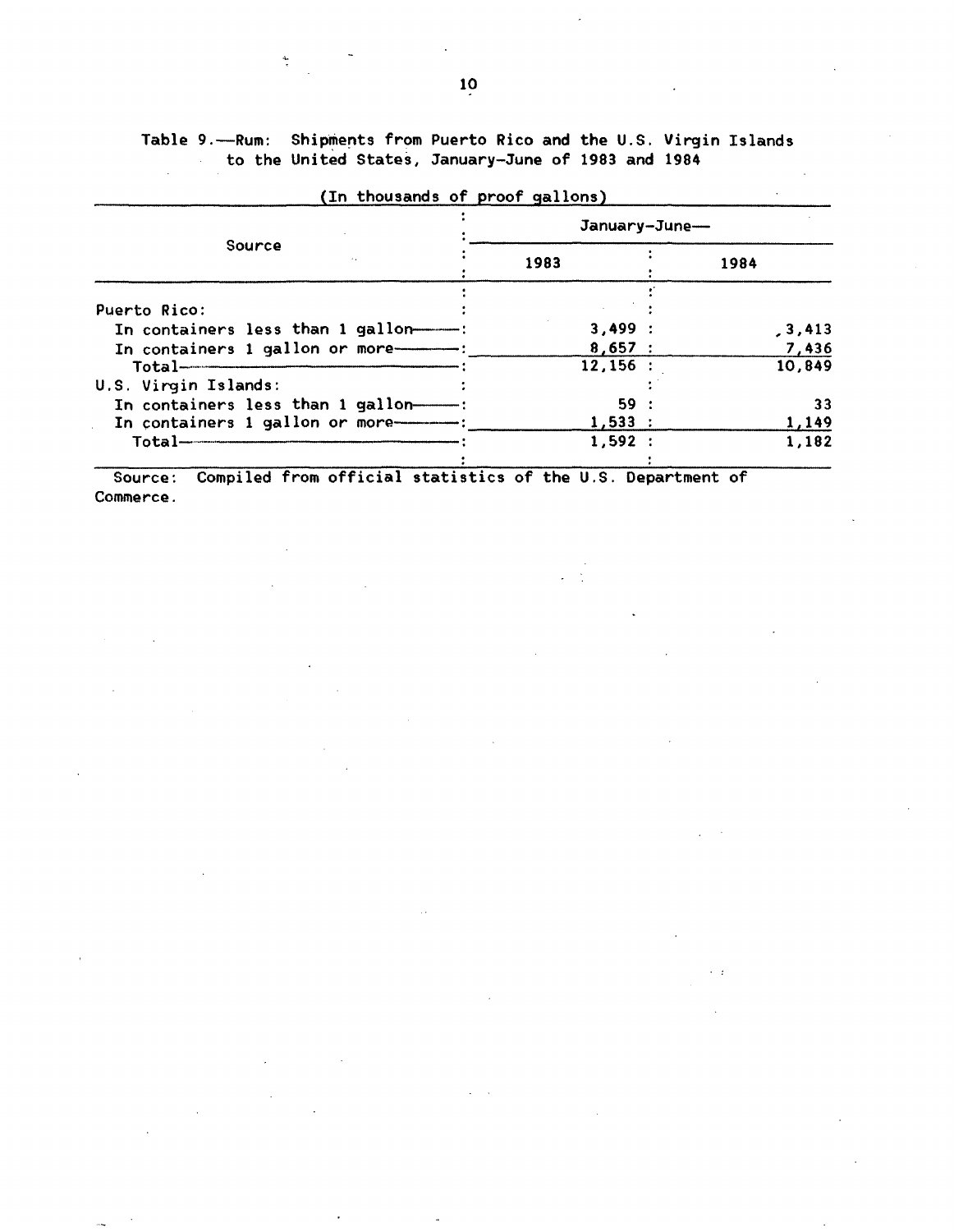Table 9.—Rum: Shipments from Puerto Rico and the U.S. Virgin Islands to the United States, January-June of 1983 and 1984

(In thousands of proof gallons)

| Source | January-June— | |
|---|---|---|
| | 1983 | 1984 |
| Puerto Rico: | | |
| In containers less than 1 gallon | 3,499 | 3,413 |
| In containers 1 gallon or more | 8,657 | 7,436 |
| Total | 12,156 | 10,849 |
| U.S. Virgin Islands: | | |
| In containers less than 1 gallon | 59 | 33 |
| In containers 1 gallon or more | 1,533 | 1,149 |
| Total | 1,592 | 1,182 |

Source: Compiled from official statistics of the U.S. Department of Commerce.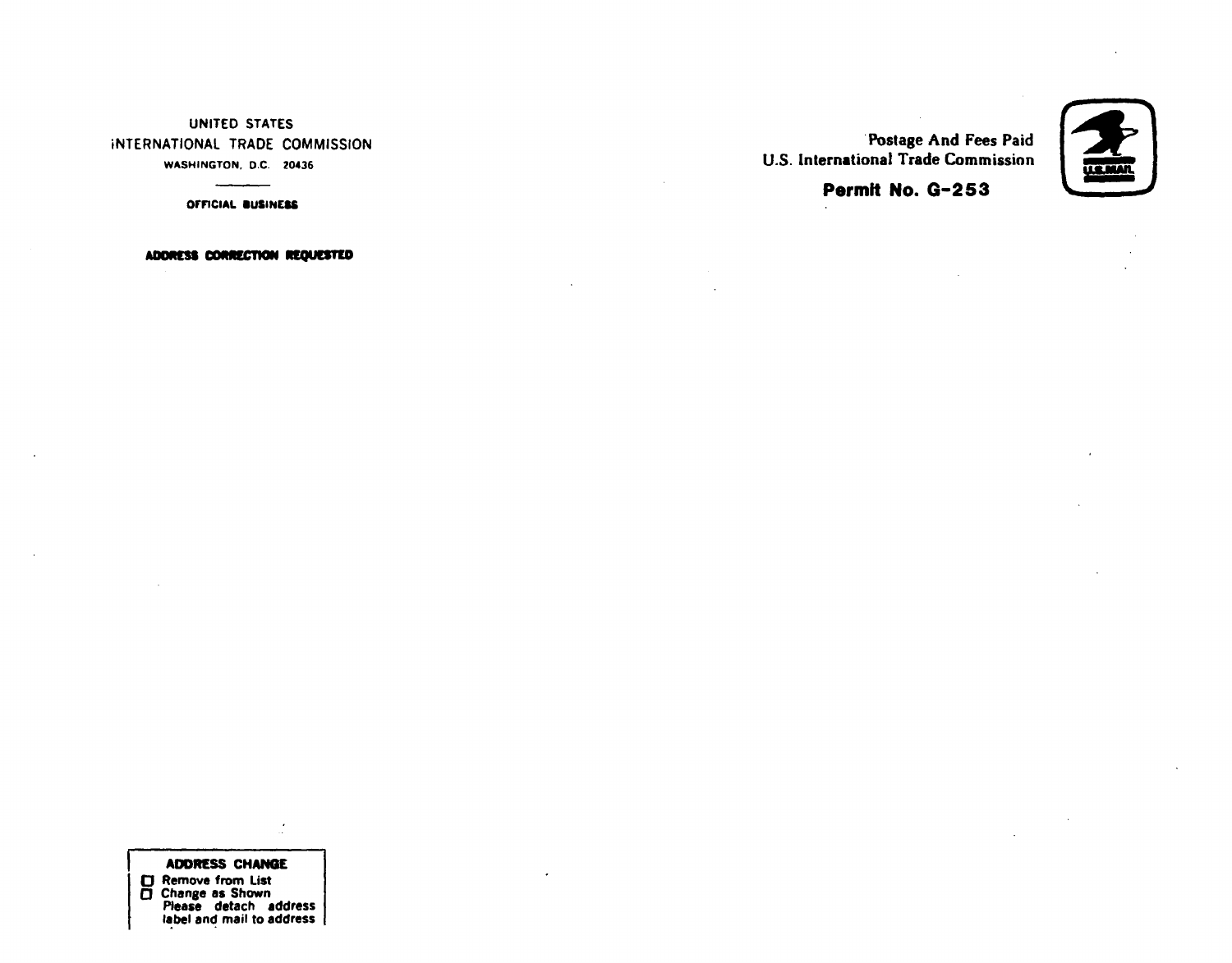UNITED STATES
INTERNATIONAL TRADE COMMISSION
WASHINGTON, D.C. 20436

OFFICIAL BUSINESS

ADDRESS CORRECTION REQUESTED

Postage And Fees Paid
U.S. International Trade Commission

**Permit No. G-253**

U.S. MAIL

**ADDRESS CHANGE**

- ☐ Remove from List
- ☐ Change as Shown
  Please detach address label and mail to address